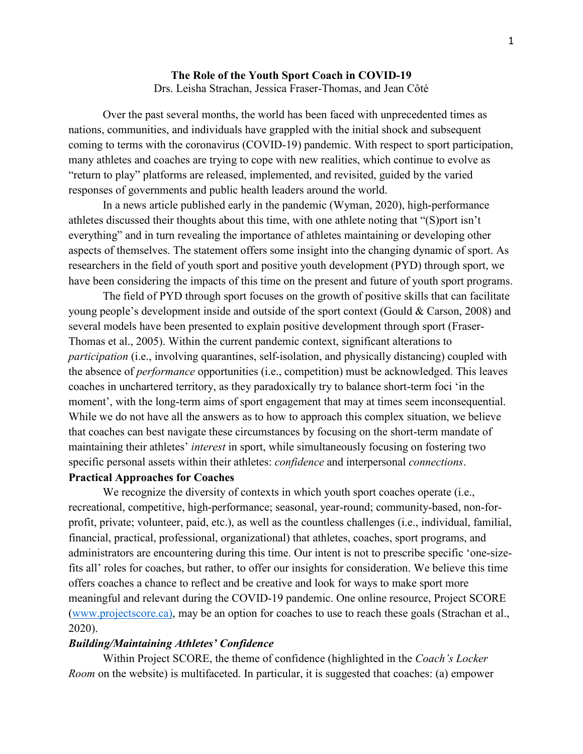# The Role of the Youth Sport Coach in COVID-19

Drs. Leisha Strachan, Jessica Fraser-Thomas, and Jean Côté

Over the past several months, the world has been faced with unprecedented times as nations, communities, and individuals have grappled with the initial shock and subsequent coming to terms with the coronavirus (COVID-19) pandemic. With respect to sport participation, many athletes and coaches are trying to cope with new realities, which continue to evolve as "return to play" platforms are released, implemented, and revisited, guided by the varied responses of governments and public health leaders around the world.

In a news article published early in the pandemic (Wyman, 2020), high-performance athletes discussed their thoughts about this time, with one athlete noting that "(S)port isn't everything" and in turn revealing the importance of athletes maintaining or developing other aspects of themselves. The statement offers some insight into the changing dynamic of sport. As researchers in the field of youth sport and positive youth development (PYD) through sport, we have been considering the impacts of this time on the present and future of youth sport programs.

The field of PYD through sport focuses on the growth of positive skills that can facilitate young people's development inside and outside of the sport context (Gould & Carson, 2008) and several models have been presented to explain positive development through sport (Fraser-Thomas et al., 2005). Within the current pandemic context, significant alterations to *participation* (i.e., involving quarantines, self-isolation, and physically distancing) coupled with the absence of *performance* opportunities (i.e., competition) must be acknowledged. This leaves coaches in unchartered territory, as they paradoxically try to balance short-term foci 'in the moment', with the long-term aims of sport engagement that may at times seem inconsequential. While we do not have all the answers as to how to approach this complex situation, we believe that coaches can best navigate these circumstances by focusing on the short-term mandate of maintaining their athletes' *interest* in sport, while simultaneously focusing on fostering two specific personal assets within their athletes: *confidence* and interpersonal *connections*.

## Practical Approaches for Coaches

We recognize the diversity of contexts in which youth sport coaches operate (i.e., recreational, competitive, high-performance; seasonal, year-round; community-based, non-for-profit, private; volunteer, paid, etc.), as well as the countless challenges (i.e., individual, familial, financial, practical, professional, organizational) that athletes, coaches, sport programs, and administrators are encountering during this time. Our intent is not to prescribe specific 'one-size-fits all' roles for coaches, but rather, to offer our insights for consideration. We believe this time offers coaches a chance to reflect and be creative and look for ways to make sport more meaningful and relevant during the COVID-19 pandemic. One online resource, Project SCORE (www.projectscore.ca), may be an option for coaches to use to reach these goals (Strachan et al., 2020).

### *Building/Maintaining Athletes' Confidence*

Within Project SCORE, the theme of confidence (highlighted in the *Coach's Locker Room* on the website) is multifaceted. In particular, it is suggested that coaches: (a) empower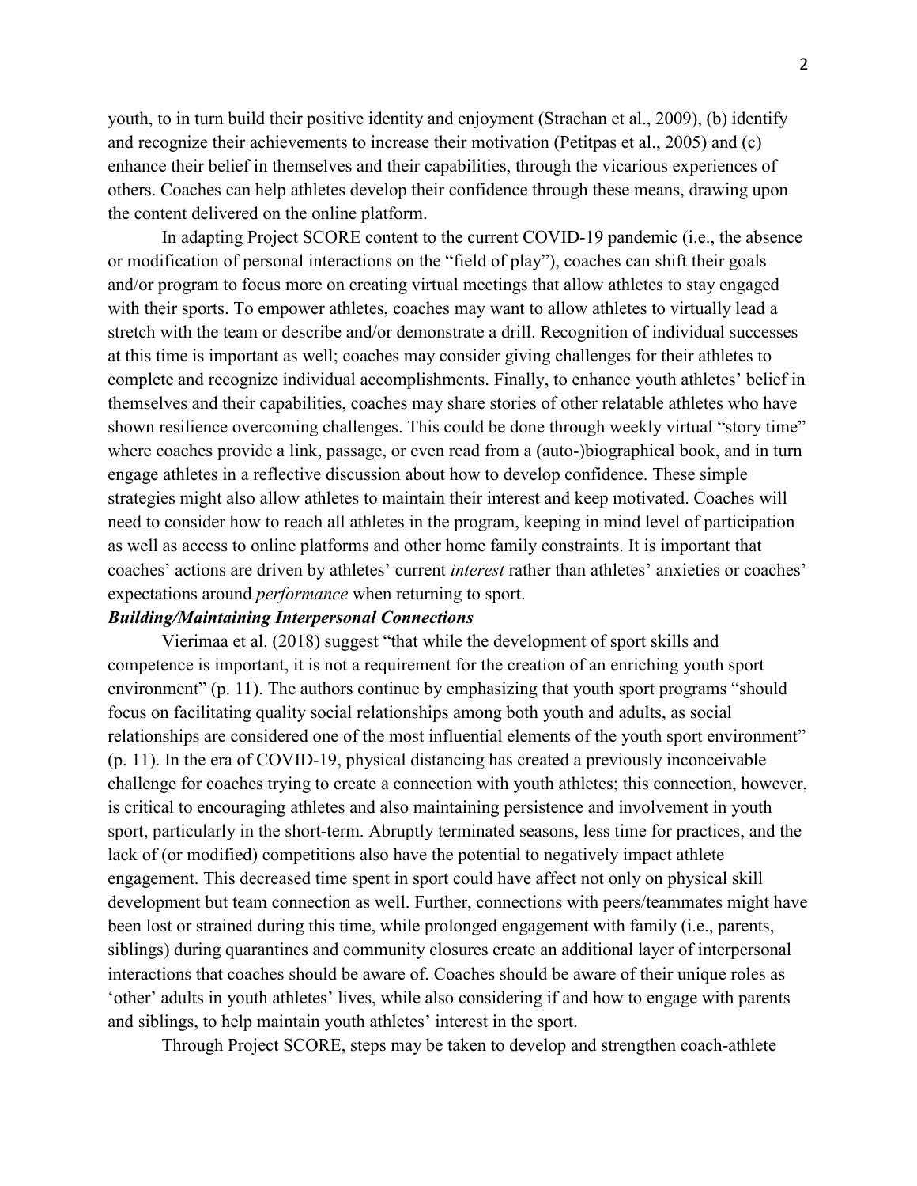youth, to in turn build their positive identity and enjoyment (Strachan et al., 2009), (b) identify and recognize their achievements to increase their motivation (Petitpas et al., 2005) and (c) enhance their belief in themselves and their capabilities, through the vicarious experiences of others. Coaches can help athletes develop their confidence through these means, drawing upon the content delivered on the online platform.

In adapting Project SCORE content to the current COVID-19 pandemic (i.e., the absence or modification of personal interactions on the "field of play"), coaches can shift their goals and/or program to focus more on creating virtual meetings that allow athletes to stay engaged with their sports. To empower athletes, coaches may want to allow athletes to virtually lead a stretch with the team or describe and/or demonstrate a drill. Recognition of individual successes at this time is important as well; coaches may consider giving challenges for their athletes to complete and recognize individual accomplishments. Finally, to enhance youth athletes' belief in themselves and their capabilities, coaches may share stories of other relatable athletes who have shown resilience overcoming challenges. This could be done through weekly virtual "story time" where coaches provide a link, passage, or even read from a (auto-)biographical book, and in turn engage athletes in a reflective discussion about how to develop confidence. These simple strategies might also allow athletes to maintain their interest and keep motivated. Coaches will need to consider how to reach all athletes in the program, keeping in mind level of participation as well as access to online platforms and other home family constraints. It is important that coaches' actions are driven by athletes' current *interest* rather than athletes' anxieties or coaches' expectations around *performance* when returning to sport.

***Building/Maintaining Interpersonal Connections***

Vierimaa et al. (2018) suggest "that while the development of sport skills and competence is important, it is not a requirement for the creation of an enriching youth sport environment" (p. 11). The authors continue by emphasizing that youth sport programs "should focus on facilitating quality social relationships among both youth and adults, as social relationships are considered one of the most influential elements of the youth sport environment" (p. 11). In the era of COVID-19, physical distancing has created a previously inconceivable challenge for coaches trying to create a connection with youth athletes; this connection, however, is critical to encouraging athletes and also maintaining persistence and involvement in youth sport, particularly in the short-term. Abruptly terminated seasons, less time for practices, and the lack of (or modified) competitions also have the potential to negatively impact athlete engagement. This decreased time spent in sport could have affect not only on physical skill development but team connection as well. Further, connections with peers/teammates might have been lost or strained during this time, while prolonged engagement with family (i.e., parents, siblings) during quarantines and community closures create an additional layer of interpersonal interactions that coaches should be aware of. Coaches should be aware of their unique roles as 'other' adults in youth athletes' lives, while also considering if and how to engage with parents and siblings, to help maintain youth athletes' interest in the sport.

Through Project SCORE, steps may be taken to develop and strengthen coach-athlete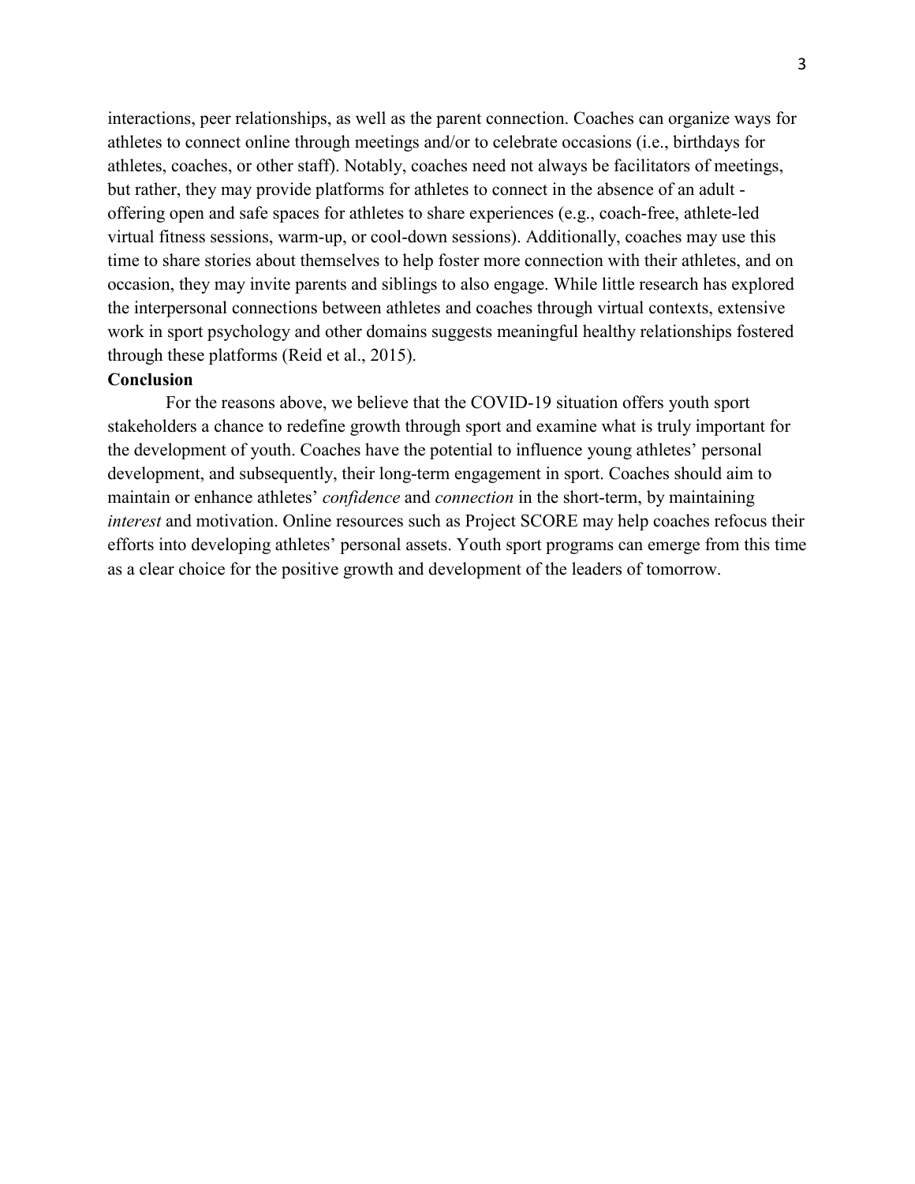interactions, peer relationships, as well as the parent connection. Coaches can organize ways for athletes to connect online through meetings and/or to celebrate occasions (i.e., birthdays for athletes, coaches, or other staff). Notably, coaches need not always be facilitators of meetings, but rather, they may provide platforms for athletes to connect in the absence of an adult - offering open and safe spaces for athletes to share experiences (e.g., coach-free, athlete-led virtual fitness sessions, warm-up, or cool-down sessions). Additionally, coaches may use this time to share stories about themselves to help foster more connection with their athletes, and on occasion, they may invite parents and siblings to also engage. While little research has explored the interpersonal connections between athletes and coaches through virtual contexts, extensive work in sport psychology and other domains suggests meaningful healthy relationships fostered through these platforms (Reid et al., 2015).

**Conclusion**

For the reasons above, we believe that the COVID-19 situation offers youth sport stakeholders a chance to redefine growth through sport and examine what is truly important for the development of youth. Coaches have the potential to influence young athletes' personal development, and subsequently, their long-term engagement in sport. Coaches should aim to maintain or enhance athletes' *confidence* and *connection* in the short-term, by maintaining *interest* and motivation. Online resources such as Project SCORE may help coaches refocus their efforts into developing athletes' personal assets. Youth sport programs can emerge from this time as a clear choice for the positive growth and development of the leaders of tomorrow.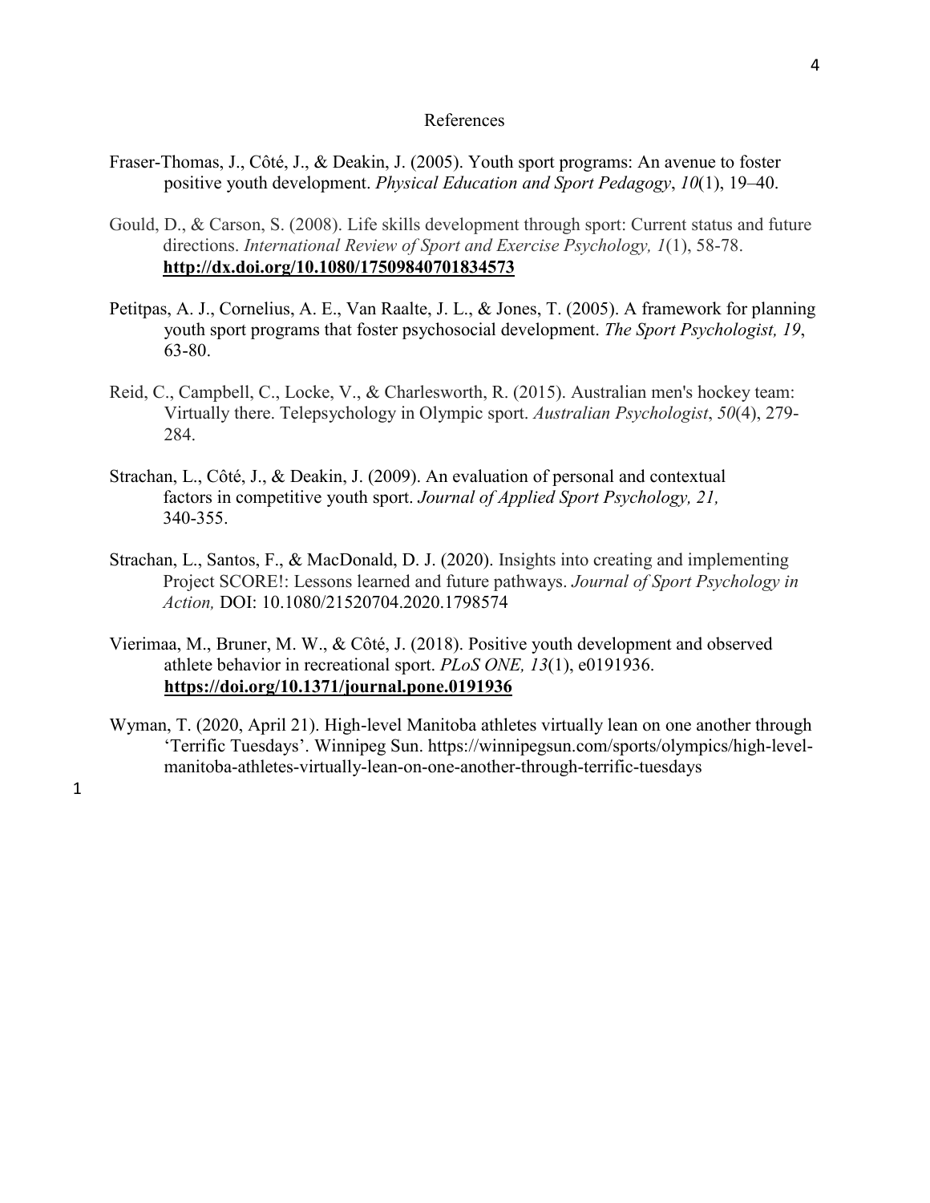# References

Fraser-Thomas, J., Côté, J., & Deakin, J. (2005). Youth sport programs: An avenue to foster positive youth development. *Physical Education and Sport Pedagogy*, *10*(1), 19–40.

Gould, D., & Carson, S. (2008). Life skills development through sport: Current status and future directions. *International Review of Sport and Exercise Psychology, 1*(1), 58-78. **http://dx.doi.org/10.1080/17509840701834573**

Petitpas, A. J., Cornelius, A. E., Van Raalte, J. L., & Jones, T. (2005). A framework for planning youth sport programs that foster psychosocial development. *The Sport Psychologist, 19*, 63-80.

Reid, C., Campbell, C., Locke, V., & Charlesworth, R. (2015). Australian men's hockey team: Virtually there. Telepsychology in Olympic sport. *Australian Psychologist*, *50*(4), 279-284.

Strachan, L., Côté, J., & Deakin, J. (2009). An evaluation of personal and contextual factors in competitive youth sport. *Journal of Applied Sport Psychology, 21,* 340-355.

Strachan, L., Santos, F., & MacDonald, D. J. (2020). Insights into creating and implementing Project SCORE!: Lessons learned and future pathways. *Journal of Sport Psychology in Action,* DOI: 10.1080/21520704.2020.1798574

Vierimaa, M., Bruner, M. W., & Côté, J. (2018). Positive youth development and observed athlete behavior in recreational sport. *PLoS ONE, 13*(1), e0191936. **https://doi.org/10.1371/journal.pone.0191936**

Wyman, T. (2020, April 21). High-level Manitoba athletes virtually lean on one another through 'Terrific Tuesdays'. Winnipeg Sun. https://winnipegsun.com/sports/olympics/high-level-manitoba-athletes-virtually-lean-on-one-another-through-terrific-tuesdays